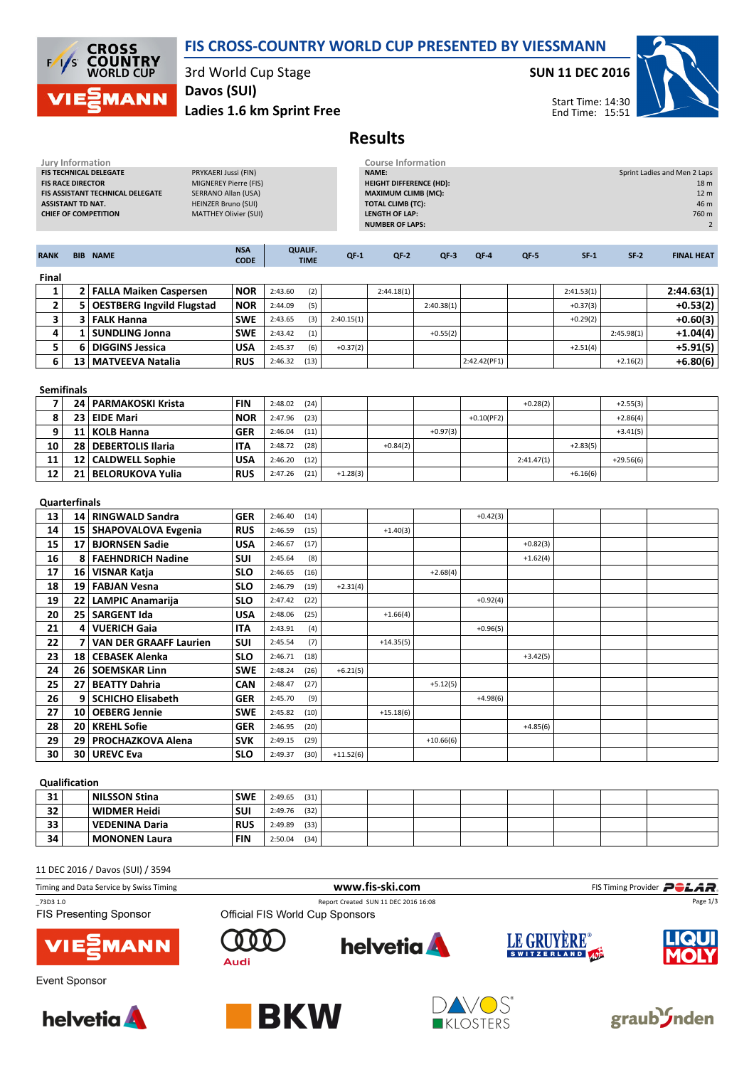# FIS CROSS-COUNTRY WORLD CUP PRESENTED BY VIESSMANN

3rd World Cup Stage
Davos (SUI)
Ladies 1.6 km Sprint Free

**SUN 11 DEC 2016**

Start Time: 14:30
End Time: 15:51

## Results

| Jury Information | |
|---|---|
| FIS TECHNICAL DELEGATE | PRYKAERI Jussi (FIN) |
| FIS RACE DIRECTOR | MIGNEREY Pierre (FIS) |
| FIS ASSISTANT TECHNICAL DELEGATE | SERRANO Allan (USA) |
| ASSISTANT TD NAT. | HEINZER Bruno (SUI) |
| CHIEF OF COMPETITION | MATTHEY Olivier (SUI) |

| Course Information | |
|---|---|
| NAME: | Sprint Ladies and Men 2 Laps |
| HEIGHT DIFFERENCE (HD): | 18 m |
| MAXIMUM CLIMB (MC): | 12 m |
| TOTAL CLIMB (TC): | 46 m |
| LENGTH OF LAP: | 760 m |
| NUMBER OF LAPS: | 2 |

| RANK | BIB | NAME | NSA CODE | QUALIF. TIME | | QF-1 | QF-2 | QF-3 | QF-4 | QF-5 | SF-1 | SF-2 | FINAL HEAT |
|---|---|---|---|---|---|---|---|---|---|---|---|---|---|
| **Final** | | | | | | | | | | | | | |
| 1 | 2 | FALLA Maiken Caspersen | NOR | 2:43.60 | (2) | | 2:44.18(1) | | | | 2:41.53(1) | | 2:44.63(1) |
| 2 | 5 | OESTBERG Ingvild Flugstad | NOR | 2:44.09 | (5) | | | 2:40.38(1) | | | +0.37(3) | | +0.53(2) |
| 3 | 3 | FALK Hanna | SWE | 2:43.65 | (3) | 2:40.15(1) | | | | | +0.29(2) | | +0.60(3) |
| 4 | 1 | SUNDLING Jonna | SWE | 2:43.42 | (1) | | | +0.55(2) | | | | 2:45.98(1) | +1.04(4) |
| 5 | 6 | DIGGINS Jessica | USA | 2:45.37 | (6) | +0.37(2) | | | | | +2.51(4) | | +5.91(5) |
| 6 | 13 | MATVEEVA Natalia | RUS | 2:46.32 | (13) | | | | 2:42.42(PF1) | | | +2.16(2) | +6.80(6) |
| **Semifinals** | | | | | | | | | | | | | |
| 7 | 24 | PARMAKOSKI Krista | FIN | 2:48.02 | (24) | | | | | +0.28(2) | | +2.55(3) | |
| 8 | 23 | EIDE Mari | NOR | 2:47.96 | (23) | | | | +0.10(PF2) | | | +2.86(4) | |
| 9 | 11 | KOLB Hanna | GER | 2:46.04 | (11) | | | +0.97(3) | | | | +3.41(5) | |
| 10 | 28 | DEBERTOLIS Ilaria | ITA | 2:48.72 | (28) | | +0.84(2) | | | | +2.83(5) | | |
| 11 | 12 | CALDWELL Sophie | USA | 2:46.20 | (12) | | | | | 2:41.47(1) | | +29.56(6) | |
| 12 | 21 | BELORUKOVA Yulia | RUS | 2:47.26 | (21) | +1.28(3) | | | | | +6.16(6) | | |
| **Quarterfinals** | | | | | | | | | | | | | |
| 13 | 14 | RINGWALD Sandra | GER | 2:46.40 | (14) | | | | +0.42(3) | | | | |
| 14 | 15 | SHAPOVALOVA Evgenia | RUS | 2:46.59 | (15) | | +1.40(3) | | | | | | |
| 15 | 17 | BJORNSEN Sadie | USA | 2:46.67 | (17) | | | | | +0.82(3) | | | |
| 16 | 8 | FAEHNDRICH Nadine | SUI | 2:45.64 | (8) | | | | | +1.62(4) | | | |
| 17 | 16 | VISNAR Katja | SLO | 2:46.65 | (16) | | | +2.68(4) | | | | | |
| 18 | 19 | FABJAN Vesna | SLO | 2:46.79 | (19) | +2.31(4) | | | | | | | |
| 19 | 22 | LAMPIC Anamarija | SLO | 2:47.42 | (22) | | | | +0.92(4) | | | | |
| 20 | 25 | SARGENT Ida | USA | 2:48.06 | (25) | | +1.66(4) | | | | | | |
| 21 | 4 | VUERICH Gaia | ITA | 2:43.91 | (4) | | | | +0.96(5) | | | | |
| 22 | 7 | VAN DER GRAAFF Laurien | SUI | 2:45.54 | (7) | | +14.35(5) | | | | | | |
| 23 | 18 | CEBASEK Alenka | SLO | 2:46.71 | (18) | | | | | +3.42(5) | | | |
| 24 | 26 | SOEMSKAR Linn | SWE | 2:48.24 | (26) | +6.21(5) | | | | | | | |
| 25 | 27 | BEATTY Dahria | CAN | 2:48.47 | (27) | | | +5.12(5) | | | | | |
| 26 | 9 | SCHICHO Elisabeth | GER | 2:45.70 | (9) | | | | +4.98(6) | | | | |
| 27 | 10 | OEBERG Jennie | SWE | 2:45.82 | (10) | | +15.18(6) | | | | | | |
| 28 | 20 | KREHL Sofie | GER | 2:46.95 | (20) | | | | | +4.85(6) | | | |
| 29 | 29 | PROCHAZKOVA Alena | SVK | 2:49.15 | (29) | | | +10.66(6) | | | | | |
| 30 | 30 | UREVC Eva | SLO | 2:49.37 | (30) | +11.52(6) | | | | | | | |
| **Qualification** | | | | | | | | | | | | | |
| 31 | | NILSSON Stina | SWE | 2:49.65 | (31) | | | | | | | | |
| 32 | | WIDMER Heidi | SUI | 2:49.76 | (32) | | | | | | | | |
| 33 | | VEDENINA Daria | RUS | 2:49.89 | (33) | | | | | | | | |
| 34 | | MONONEN Laura | FIN | 2:50.04 | (34) | | | | | | | | |

11 DEC 2016 / Davos (SUI) / 3594

Timing and Data Service by Swiss Timing — www.fis-ski.com — FIS Timing Provider POLAR

_73D3 1.0 — Report Created SUN 11 DEC 2016 16:08

FIS Presenting Sponsor: VIESSMANN

Official FIS World Cup Sponsors: Audi, helvetia, LE GRUYÈRE SWITZERLAND AOP, LIQUI MOLY

Event Sponsor: helvetia, BKW, DAVOS KLOSTERS, graubünden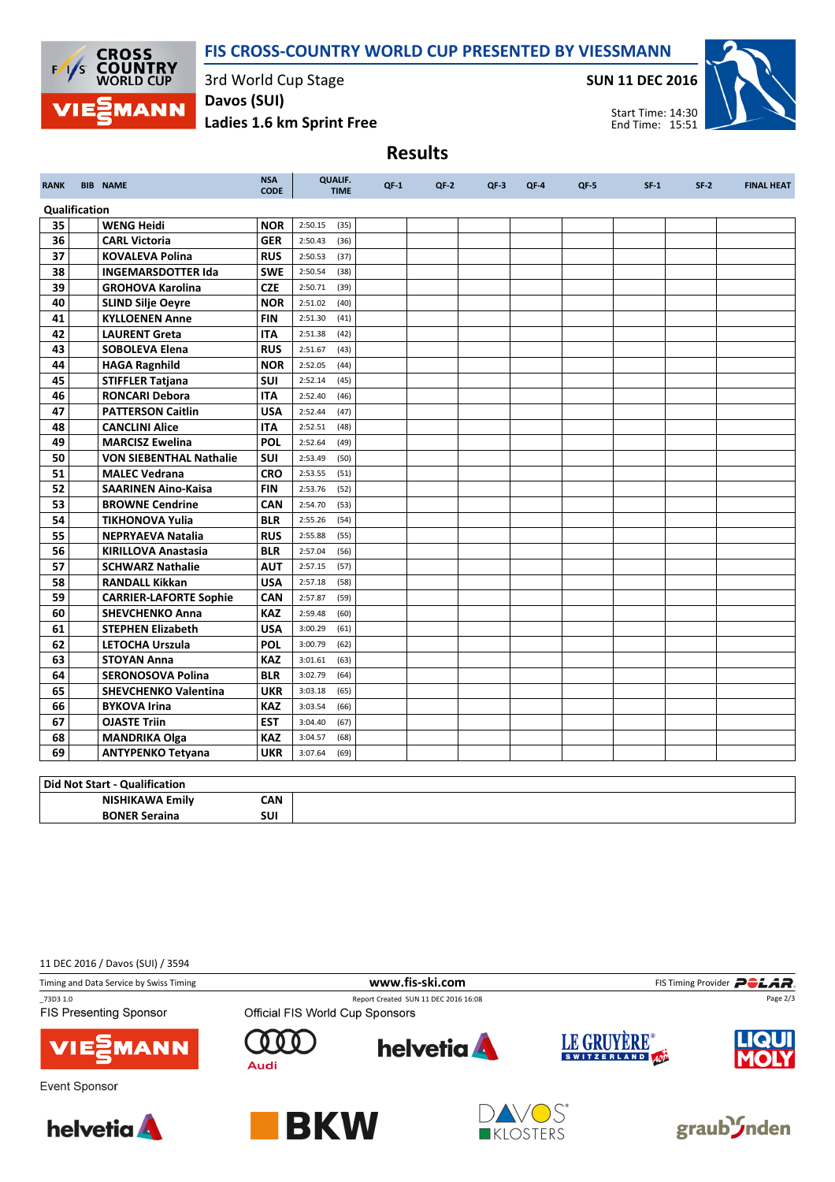# FIS CROSS-COUNTRY WORLD CUP PRESENTED BY VIESSMANN

3rd World Cup Stage
Davos (SUI)
Ladies 1.6 km Sprint Free

SUN 11 DEC 2016

Start Time: 14:30
End Time: 15:51

## Results

| RANK | BIB | NAME | NSA CODE | QUALIF. TIME | QF-1 | QF-2 | QF-3 | QF-4 | QF-5 | SF-1 | SF-2 | FINAL HEAT |
|---|---|---|---|---|---|---|---|---|---|---|---|---|
| **Qualification** | | | | | | | | | | | | |
| 35 | | WENG Heidi | NOR | 2:50.15 (35) | | | | | | | | |
| 36 | | CARL Victoria | GER | 2:50.43 (36) | | | | | | | | |
| 37 | | KOVALEVA Polina | RUS | 2:50.53 (37) | | | | | | | | |
| 38 | | INGEMARSDOTTER Ida | SWE | 2:50.54 (38) | | | | | | | | |
| 39 | | GROHOVA Karolina | CZE | 2:50.71 (39) | | | | | | | | |
| 40 | | SLIND Silje Oeyre | NOR | 2:51.02 (40) | | | | | | | | |
| 41 | | KYLLOENEN Anne | FIN | 2:51.30 (41) | | | | | | | | |
| 42 | | LAURENT Greta | ITA | 2:51.38 (42) | | | | | | | | |
| 43 | | SOBOLEVA Elena | RUS | 2:51.67 (43) | | | | | | | | |
| 44 | | HAGA Ragnhild | NOR | 2:52.05 (44) | | | | | | | | |
| 45 | | STIFFLER Tatjana | SUI | 2:52.14 (45) | | | | | | | | |
| 46 | | RONCARI Debora | ITA | 2:52.40 (46) | | | | | | | | |
| 47 | | PATTERSON Caitlin | USA | 2:52.44 (47) | | | | | | | | |
| 48 | | CANCLINI Alice | ITA | 2:52.51 (48) | | | | | | | | |
| 49 | | MARCISZ Ewelina | POL | 2:52.64 (49) | | | | | | | | |
| 50 | | VON SIEBENTHAL Nathalie | SUI | 2:53.49 (50) | | | | | | | | |
| 51 | | MALEC Vedrana | CRO | 2:53.55 (51) | | | | | | | | |
| 52 | | SAARINEN Aino-Kaisa | FIN | 2:53.76 (52) | | | | | | | | |
| 53 | | BROWNE Cendrine | CAN | 2:54.70 (53) | | | | | | | | |
| 54 | | TIKHONOVA Yulia | BLR | 2:55.26 (54) | | | | | | | | |
| 55 | | NEPRYAEVA Natalia | RUS | 2:55.88 (55) | | | | | | | | |
| 56 | | KIRILLOVA Anastasia | BLR | 2:57.04 (56) | | | | | | | | |
| 57 | | SCHWARZ Nathalie | AUT | 2:57.15 (57) | | | | | | | | |
| 58 | | RANDALL Kikkan | USA | 2:57.18 (58) | | | | | | | | |
| 59 | | CARRIER-LAFORTE Sophie | CAN | 2:57.87 (59) | | | | | | | | |
| 60 | | SHEVCHENKO Anna | KAZ | 2:59.48 (60) | | | | | | | | |
| 61 | | STEPHEN Elizabeth | USA | 3:00.29 (61) | | | | | | | | |
| 62 | | LETOCHA Urszula | POL | 3:00.79 (62) | | | | | | | | |
| 63 | | STOYAN Anna | KAZ | 3:01.61 (63) | | | | | | | | |
| 64 | | SERONOSOVA Polina | BLR | 3:02.79 (64) | | | | | | | | |
| 65 | | SHEVCHENKO Valentina | UKR | 3:03.18 (65) | | | | | | | | |
| 66 | | BYKOVA Irina | KAZ | 3:03.54 (66) | | | | | | | | |
| 67 | | OJASTE Triin | EST | 3:04.40 (67) | | | | | | | | |
| 68 | | MANDRIKA Olga | KAZ | 3:04.57 (68) | | | | | | | | |
| 69 | | ANTYPENKO Tetyana | UKR | 3:07.64 (69) | | | | | | | | |

| Did Not Start - Qualification | |
|---|---|
| NISHIKAWA Emily | CAN |
| BONER Seraina | SUI |

11 DEC 2016 / Davos (SUI) / 3594

Timing and Data Service by Swiss Timing — www.fis-ski.com — FIS Timing Provider POLAR

_73D3 1.0 — Report Created SUN 11 DEC 2016 16:08

FIS Presenting Sponsor: VIESSMANN

Official FIS World Cup Sponsors: Audi, helvetia, LE GRUYÈRE SWITZERLAND AOP, LIQUI MOLY

Event Sponsor: helvetia, BKW, DAVOS KLOSTERS, graubünden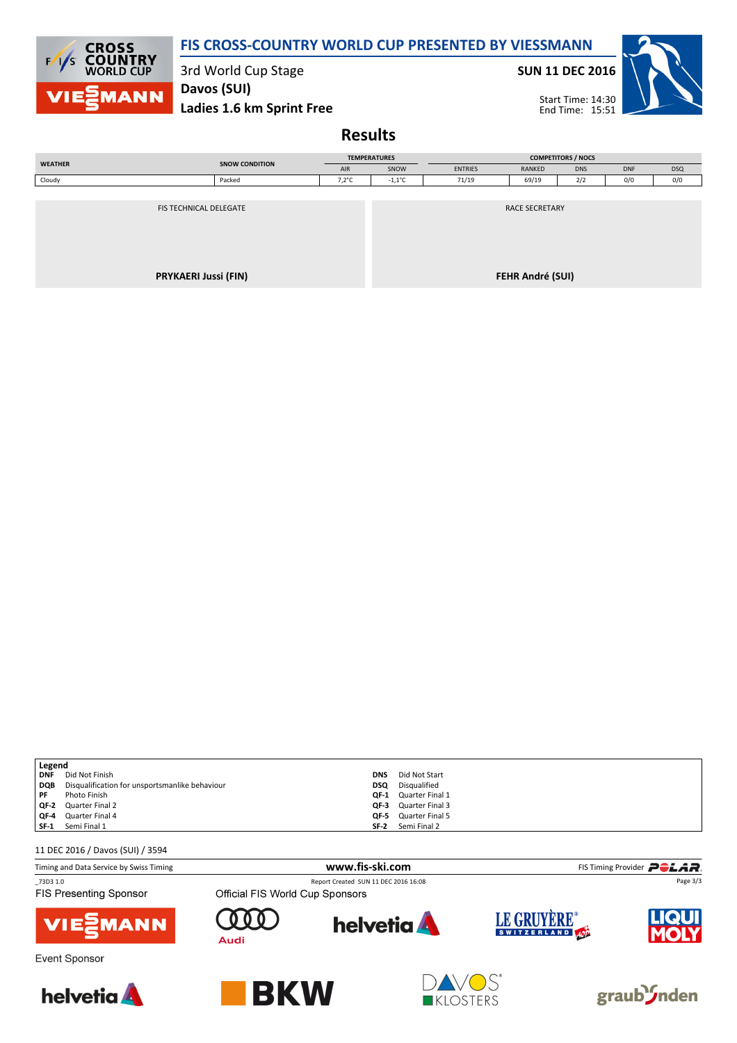# FIS CROSS-COUNTRY WORLD CUP PRESENTED BY VIESSMANN

3rd World Cup Stage

**Davos (SUI)**

**Ladies 1.6 km Sprint Free**

**SUN 11 DEC 2016**

Start Time: 14:30
End Time: 15:51

## Results

| WEATHER | SNOW CONDITION | TEMPERATURES | | COMPETITORS / NOCS | | | | |
|---|---|---|---|---|---|---|---|---|
| | | AIR | SNOW | ENTRIES | RANKED | DNS | DNF | DSQ |
| Cloudy | Packed | 7,2°C | -1,1°C | 71/19 | 69/19 | 2/2 | 0/0 | 0/0 |

| FIS TECHNICAL DELEGATE | RACE SECRETARY |
|---|---|
| **PRYKAERI Jussi (FIN)** | **FEHR André (SUI)** |

**Legend**

| | | | |
|---|---|---|---|
| **DNF** | Did Not Finish | **DNS** | Did Not Start |
| **DQB** | Disqualification for unsportsmanlike behaviour | **DSQ** | Disqualified |
| **PF** | Photo Finish | **QF-1** | Quarter Final 1 |
| **QF-2** | Quarter Final 2 | **QF-3** | Quarter Final 3 |
| **QF-4** | Quarter Final 4 | **QF-5** | Quarter Final 5 |
| **SF-1** | Semi Final 1 | **SF-2** | Semi Final 2 |

11 DEC 2016 / Davos (SUI) / 3594

Timing and Data Service by Swiss Timing — www.fis-ski.com — FIS Timing Provider POLAR

_73D3 1.0 — Report Created SUN 11 DEC 2016 16:08

FIS Presenting Sponsor

Official FIS World Cup Sponsors

Event Sponsor